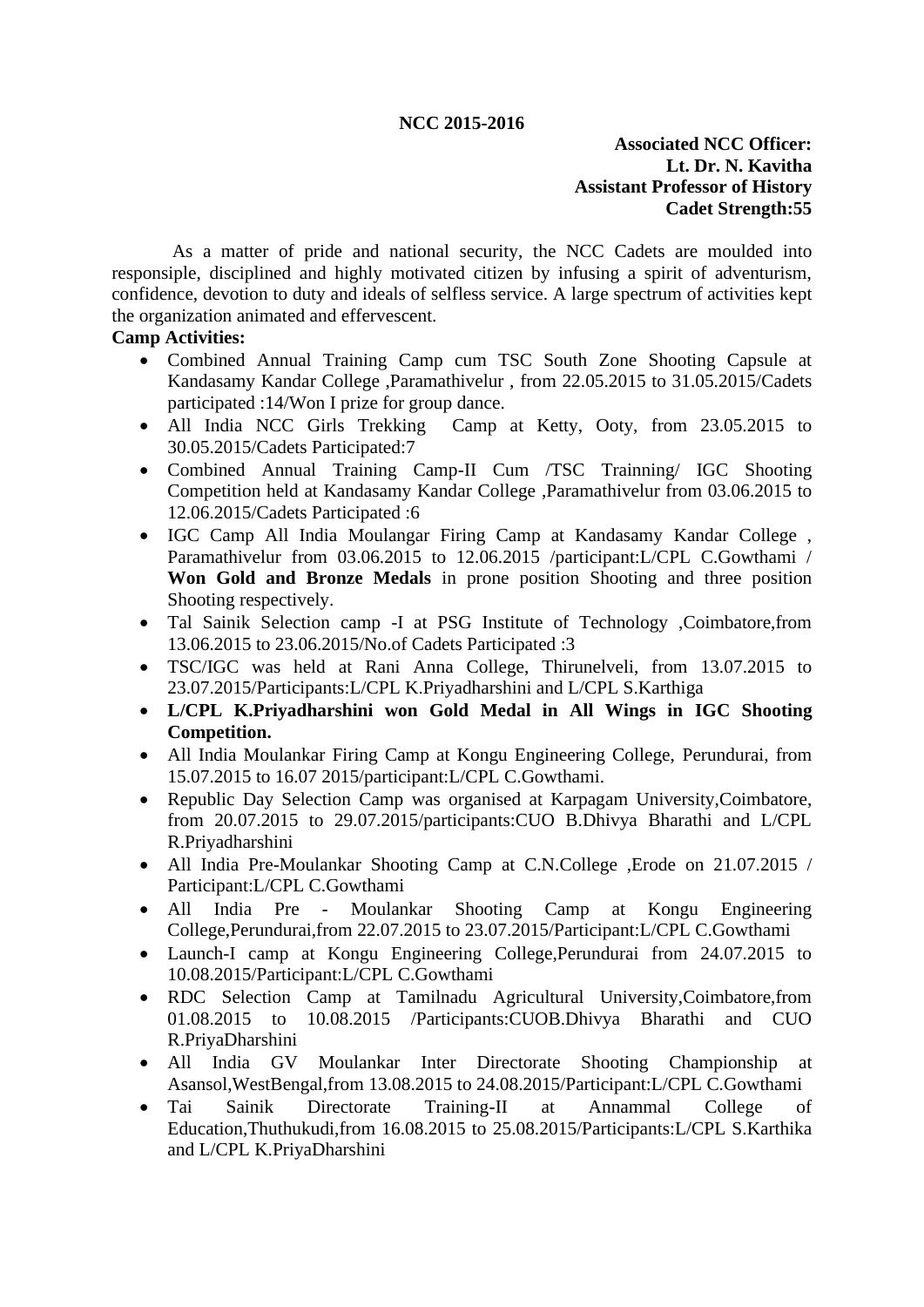# NCC 2015-2016

**Associated NCC Officer:**
**Lt. Dr. N. Kavitha**
**Assistant Professor of History**
**Cadet Strength:55**

As a matter of pride and national security, the NCC Cadets are moulded into responsiple, disciplined and highly motivated citizen by infusing a spirit of adventurism, confidence, devotion to duty and ideals of selfless service. A large spectrum of activities kept the organization animated and effervescent.

**Camp Activities:**

- Combined Annual Training Camp cum TSC South Zone Shooting Capsule at Kandasamy Kandar College ,Paramathivelur , from 22.05.2015 to 31.05.2015/Cadets participated :14/Won I prize for group dance.
- All India NCC Girls Trekking Camp at Ketty, Ooty, from 23.05.2015 to 30.05.2015/Cadets Participated:7
- Combined Annual Training Camp-II Cum /TSC Trainning/ IGC Shooting Competition held at Kandasamy Kandar College ,Paramathivelur from 03.06.2015 to 12.06.2015/Cadets Participated :6
- IGC Camp All India Moulangar Firing Camp at Kandasamy Kandar College , Paramathivelur from 03.06.2015 to 12.06.2015 /participant:L/CPL C.Gowthami / **Won Gold and Bronze Medals** in prone position Shooting and three position Shooting respectively.
- Tal Sainik Selection camp -I at PSG Institute of Technology ,Coimbatore,from 13.06.2015 to 23.06.2015/No.of Cadets Participated :3
- TSC/IGC was held at Rani Anna College, Thirunelveli, from 13.07.2015 to 23.07.2015/Participants:L/CPL K.Priyadharshini and L/CPL S.Karthiga
- **L/CPL K.Priyadharshini won Gold Medal in All Wings in IGC Shooting Competition.**
- All India Moulankar Firing Camp at Kongu Engineering College, Perundurai, from 15.07.2015 to 16.07 2015/participant:L/CPL C.Gowthami.
- Republic Day Selection Camp was organised at Karpagam University,Coimbatore, from 20.07.2015 to 29.07.2015/participants:CUO B.Dhivya Bharathi and L/CPL R.Priyadharshini
- All India Pre-Moulankar Shooting Camp at C.N.College ,Erode on 21.07.2015 / Participant:L/CPL C.Gowthami
- All India Pre - Moulankar Shooting Camp at Kongu Engineering College,Perundurai,from 22.07.2015 to 23.07.2015/Participant:L/CPL C.Gowthami
- Launch-I camp at Kongu Engineering College,Perundurai from 24.07.2015 to 10.08.2015/Participant:L/CPL C.Gowthami
- RDC Selection Camp at Tamilnadu Agricultural University,Coimbatore,from 01.08.2015 to 10.08.2015 /Participants:CUOB.Dhivya Bharathi and CUO R.PriyaDharshini
- All India GV Moulankar Inter Directorate Shooting Championship at Asansol,WestBengal,from 13.08.2015 to 24.08.2015/Participant:L/CPL C.Gowthami
- Tai Sainik Directorate Training-II at Annammal College of Education,Thuthukudi,from 16.08.2015 to 25.08.2015/Participants:L/CPL S.Karthika and L/CPL K.PriyaDharshini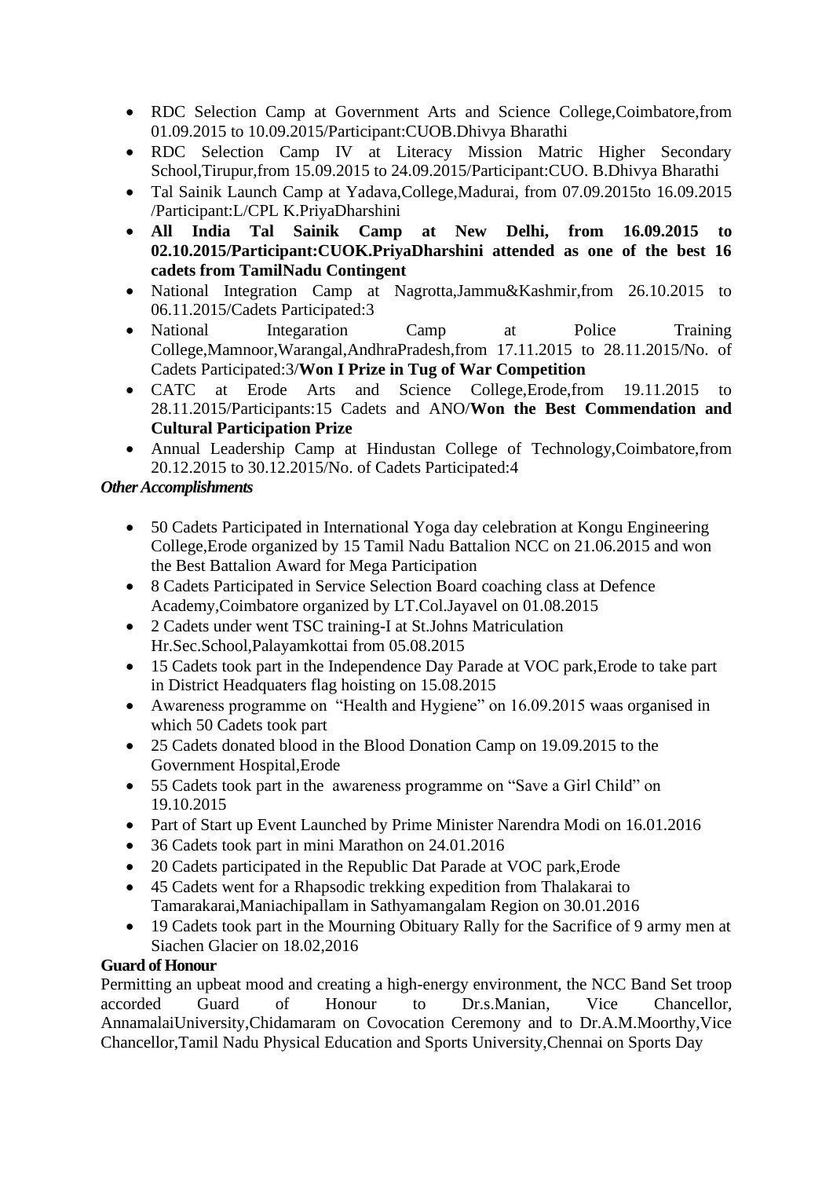- RDC Selection Camp at Government Arts and Science College,Coimbatore,from 01.09.2015 to 10.09.2015/Participant:CUOB.Dhivya Bharathi
- RDC Selection Camp IV at Literacy Mission Matric Higher Secondary School,Tirupur,from 15.09.2015 to 24.09.2015/Participant:CUO. B.Dhivya Bharathi
- Tal Sainik Launch Camp at Yadava,College,Madurai, from 07.09.2015to 16.09.2015 /Participant:L/CPL K.PriyaDharshini
- **All India Tal Sainik Camp at New Delhi, from 16.09.2015 to 02.10.2015/Participant:CUOK.PriyaDharshini attended as one of the best 16 cadets from TamilNadu Contingent**
- National Integration Camp at Nagrotta,Jammu&Kashmir,from 26.10.2015 to 06.11.2015/Cadets Participated:3
- National Integaration Camp at Police Training College,Mamnoor,Warangal,AndhraPradesh,from 17.11.2015 to 28.11.2015/No. of Cadets Participated:3/**Won I Prize in Tug of War Competition**
- CATC at Erode Arts and Science College,Erode,from 19.11.2015 to 28.11.2015/Participants:15 Cadets and ANO/**Won the Best Commendation and Cultural Participation Prize**
- Annual Leadership Camp at Hindustan College of Technology,Coimbatore,from 20.12.2015 to 30.12.2015/No. of Cadets Participated:4

***Other Accomplishments***

- 50 Cadets Participated in International Yoga day celebration at Kongu Engineering College,Erode organized by 15 Tamil Nadu Battalion NCC on 21.06.2015 and won the Best Battalion Award for Mega Participation
- 8 Cadets Participated in Service Selection Board coaching class at Defence Academy,Coimbatore organized by LT.Col.Jayavel on 01.08.2015
- 2 Cadets under went TSC training-I at St.Johns Matriculation Hr.Sec.School,Palayamkottai from 05.08.2015
- 15 Cadets took part in the Independence Day Parade at VOC park,Erode to take part in District Headquaters flag hoisting on 15.08.2015
- Awareness programme on "Health and Hygiene" on 16.09.2015 waas organised in which 50 Cadets took part
- 25 Cadets donated blood in the Blood Donation Camp on 19.09.2015 to the Government Hospital,Erode
- 55 Cadets took part in the awareness programme on "Save a Girl Child" on 19.10.2015
- Part of Start up Event Launched by Prime Minister Narendra Modi on 16.01.2016
- 36 Cadets took part in mini Marathon on 24.01.2016
- 20 Cadets participated in the Republic Dat Parade at VOC park,Erode
- 45 Cadets went for a Rhapsodic trekking expedition from Thalakarai to Tamarakarai,Maniachipallam in Sathyamangalam Region on 30.01.2016
- 19 Cadets took part in the Mourning Obituary Rally for the Sacrifice of 9 army men at Siachen Glacier on 18.02,2016

**Guard of Honour**

Permitting an upbeat mood and creating a high-energy environment, the NCC Band Set troop accorded Guard of Honour to Dr.s.Manian, Vice Chancellor, AnnamalaiUniversity,Chidamaram on Covocation Ceremony and to Dr.A.M.Moorthy,Vice Chancellor,Tamil Nadu Physical Education and Sports University,Chennai on Sports Day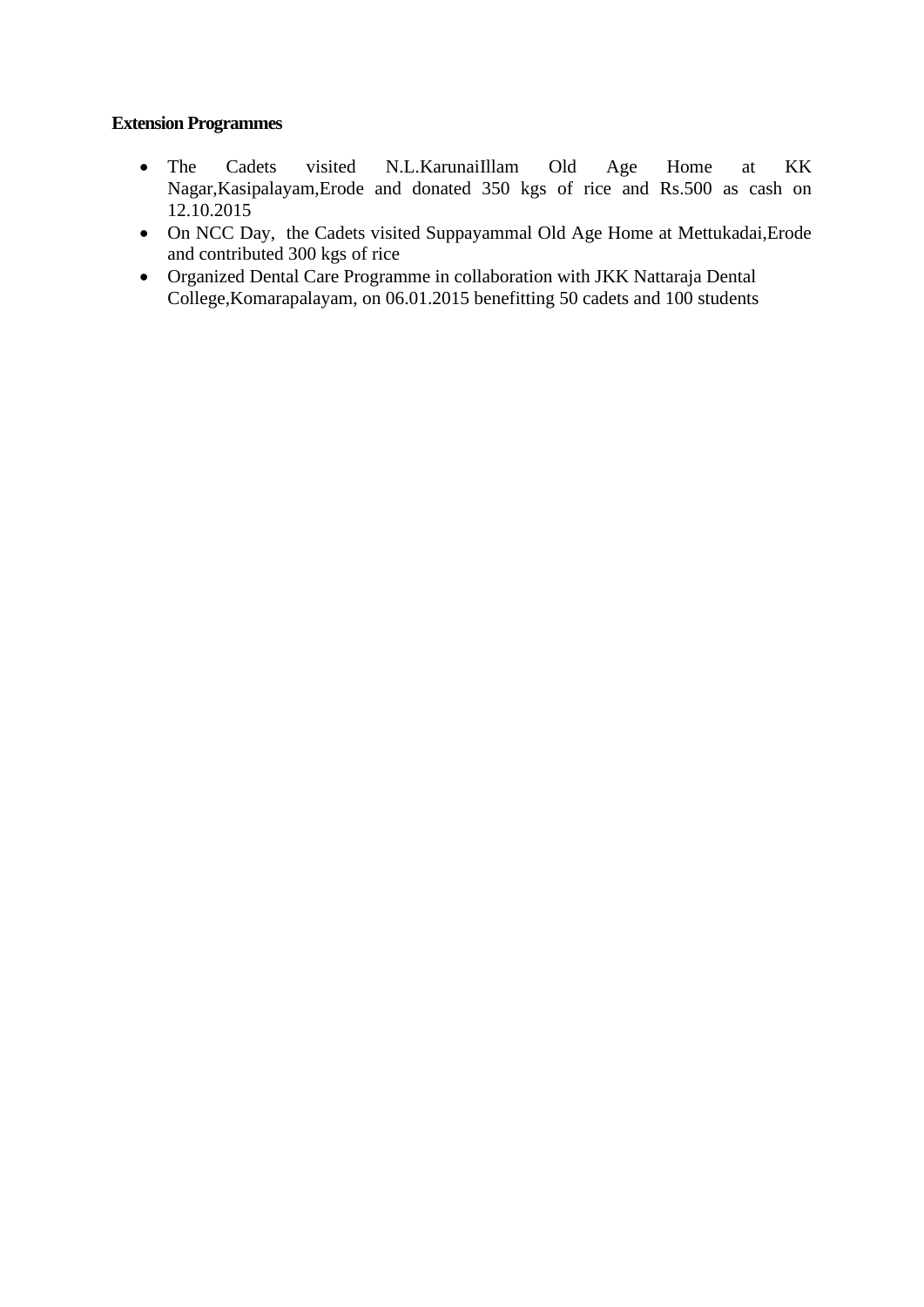**Extension Programmes**

- The Cadets visited N.L.KarunaiIllam Old Age Home at KK Nagar,Kasipalayam,Erode and donated 350 kgs of rice and Rs.500 as cash on 12.10.2015
- On NCC Day, the Cadets visited Suppayammal Old Age Home at Mettukadai,Erode and contributed 300 kgs of rice
- Organized Dental Care Programme in collaboration with JKK Nattaraja Dental College,Komarapalayam, on 06.01.2015 benefitting 50 cadets and 100 students